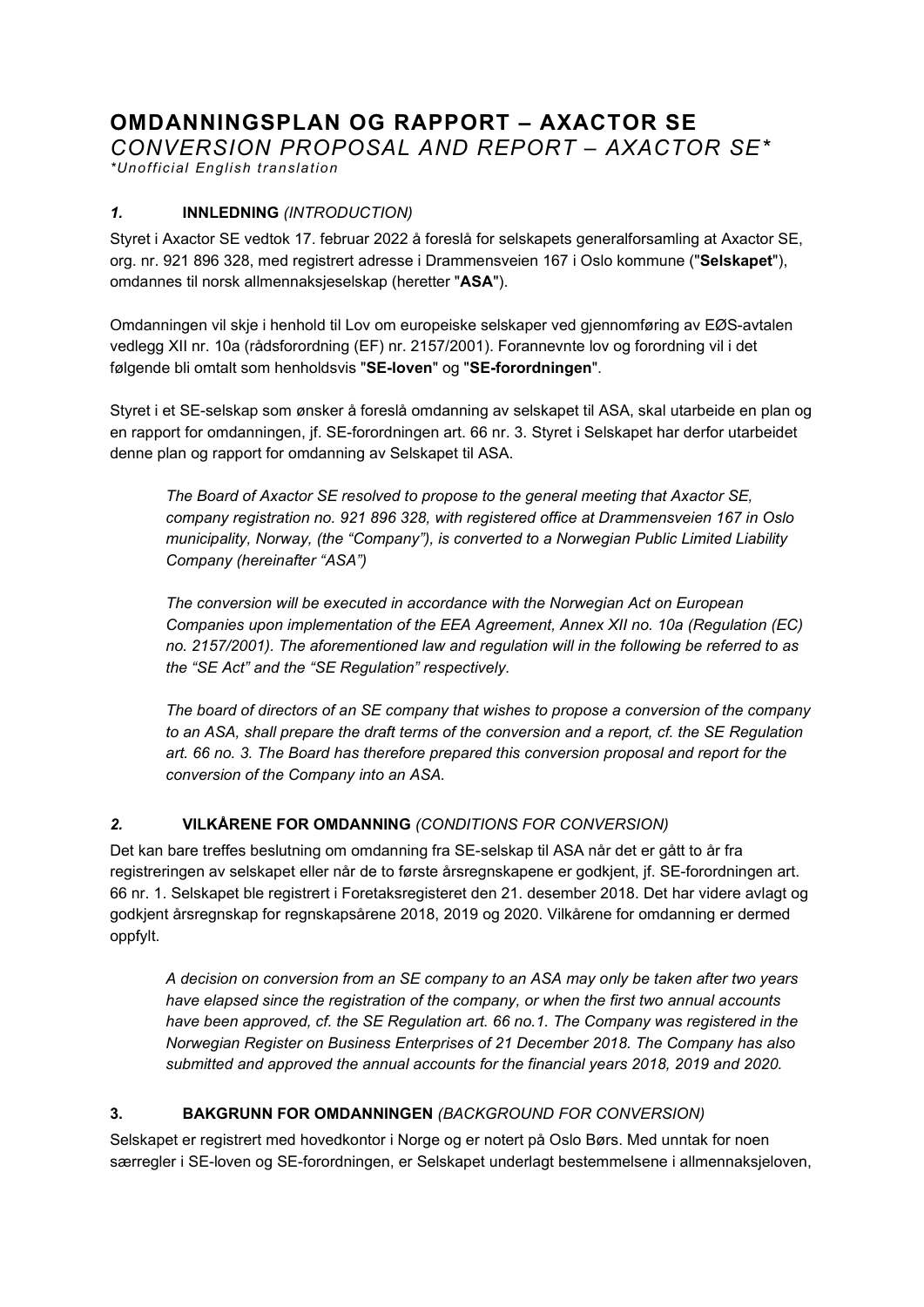# OMDANNINGSPLAN OG RAPPORT – AXACTOR SE

*CONVERSION PROPOSAL AND REPORT – AXACTOR SE**

**Unofficial English translation*

## *1.* INNLEDNING *(INTRODUCTION)*

Styret i Axactor SE vedtok 17. februar 2022 å foreslå for selskapets generalforsamling at Axactor SE, org. nr. 921 896 328, med registrert adresse i Drammensveien 167 i Oslo kommune ("**Selskapet**"), omdannes til norsk allmennaksjeselskap (heretter "**ASA**").

Omdanningen vil skje i henhold til Lov om europeiske selskaper ved gjennomføring av EØS-avtalen vedlegg XII nr. 10a (rådsforordning (EF) nr. 2157/2001). Forannevnte lov og forordning vil i det følgende bli omtalt som henholdsvis "**SE-loven**" og "**SE-forordningen**".

Styret i et SE-selskap som ønsker å foreslå omdanning av selskapet til ASA, skal utarbeide en plan og en rapport for omdanningen, jf. SE-forordningen art. 66 nr. 3. Styret i Selskapet har derfor utarbeidet denne plan og rapport for omdanning av Selskapet til ASA.

> *The Board of Axactor SE resolved to propose to the general meeting that Axactor SE, company registration no. 921 896 328, with registered office at Drammensveien 167 in Oslo municipality, Norway, (the "Company"), is converted to a Norwegian Public Limited Liability Company (hereinafter "ASA")*
>
> *The conversion will be executed in accordance with the Norwegian Act on European Companies upon implementation of the EEA Agreement, Annex XII no. 10a (Regulation (EC) no. 2157/2001). The aforementioned law and regulation will in the following be referred to as the "SE Act" and the "SE Regulation" respectively.*
>
> *The board of directors of an SE company that wishes to propose a conversion of the company to an ASA, shall prepare the draft terms of the conversion and a report, cf. the SE Regulation art. 66 no. 3. The Board has therefore prepared this conversion proposal and report for the conversion of the Company into an ASA.*

## *2.* VILKÅRENE FOR OMDANNING *(CONDITIONS FOR CONVERSION)*

Det kan bare treffes beslutning om omdanning fra SE-selskap til ASA når det er gått to år fra registreringen av selskapet eller når de to første årsregnskapene er godkjent, jf. SE-forordningen art. 66 nr. 1. Selskapet ble registrert i Foretaksregisteret den 21. desember 2018. Det har videre avlagt og godkjent årsregnskap for regnskapsårene 2018, 2019 og 2020. Vilkårene for omdanning er dermed oppfylt.

> *A decision on conversion from an SE company to an ASA may only be taken after two years have elapsed since the registration of the company, or when the first two annual accounts have been approved, cf. the SE Regulation art. 66 no.1. The Company was registered in the Norwegian Register on Business Enterprises of 21 December 2018. The Company has also submitted and approved the annual accounts for the financial years 2018, 2019 and 2020.*

## 3. BAKGRUNN FOR OMDANNINGEN *(BACKGROUND FOR CONVERSION)*

Selskapet er registrert med hovedkontor i Norge og er notert på Oslo Børs. Med unntak for noen særregler i SE-loven og SE-forordningen, er Selskapet underlagt bestemmelsene i allmennaksjeloven,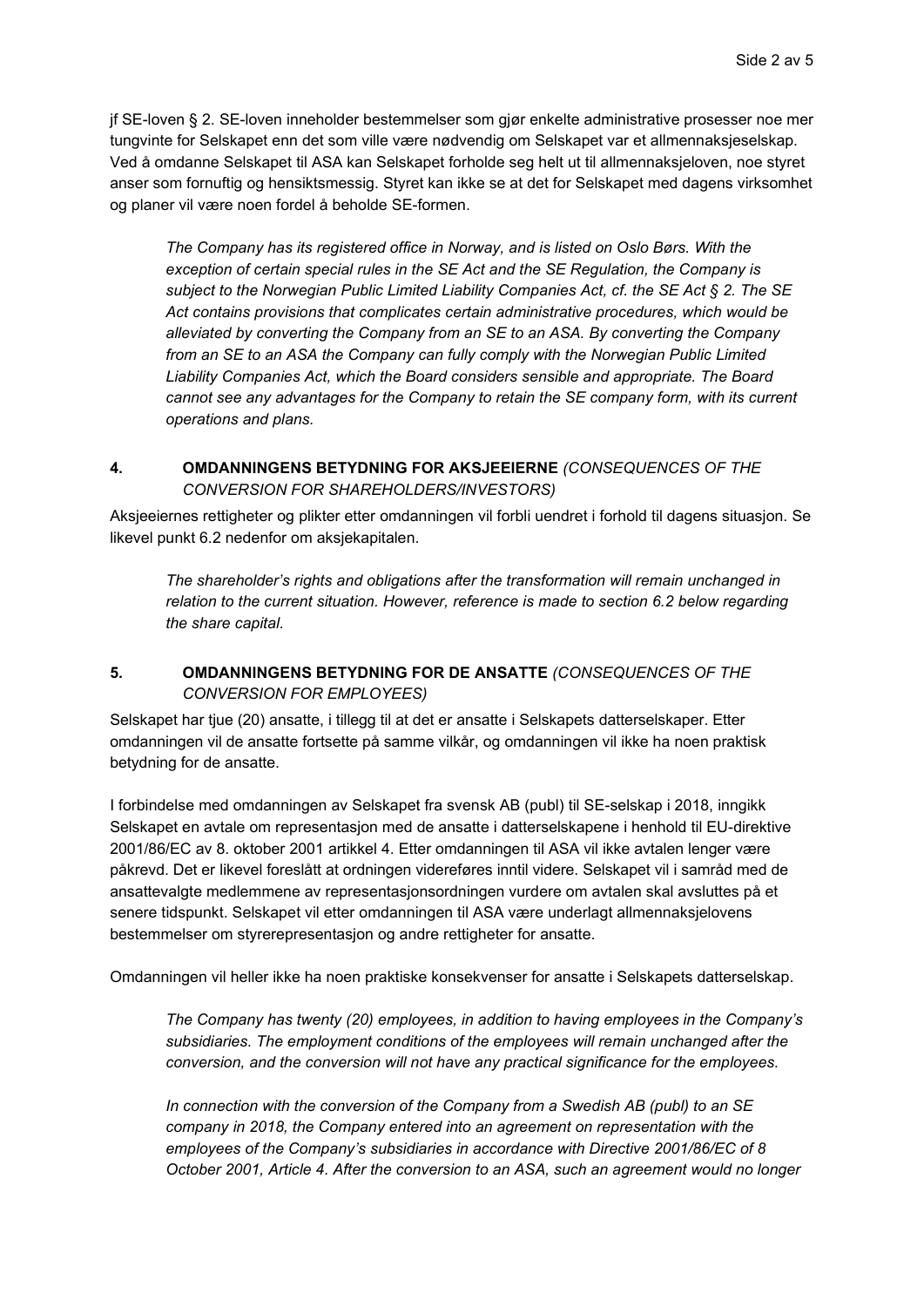jf SE-loven § 2. SE-loven inneholder bestemmelser som gjør enkelte administrative prosesser noe mer tungvinte for Selskapet enn det som ville være nødvendig om Selskapet var et allmennaksjeselskap. Ved å omdanne Selskapet til ASA kan Selskapet forholde seg helt ut til allmennaksjeloven, noe styret anser som fornuftig og hensiktsmessig. Styret kan ikke se at det for Selskapet med dagens virksomhet og planer vil være noen fordel å beholde SE-formen.

*The Company has its registered office in Norway, and is listed on Oslo Børs. With the exception of certain special rules in the SE Act and the SE Regulation, the Company is subject to the Norwegian Public Limited Liability Companies Act, cf. the SE Act § 2. The SE Act contains provisions that complicates certain administrative procedures, which would be alleviated by converting the Company from an SE to an ASA. By converting the Company from an SE to an ASA the Company can fully comply with the Norwegian Public Limited Liability Companies Act, which the Board considers sensible and appropriate. The Board cannot see any advantages for the Company to retain the SE company form, with its current operations and plans.*

## 4. OMDANNINGENS BETYDNING FOR AKSJEEIERNE *(CONSEQUENCES OF THE CONVERSION FOR SHAREHOLDERS/INVESTORS)*

Aksjeeiernes rettigheter og plikter etter omdanningen vil forbli uendret i forhold til dagens situasjon. Se likevel punkt 6.2 nedenfor om aksjekapitalen.

*The shareholder's rights and obligations after the transformation will remain unchanged in relation to the current situation. However, reference is made to section 6.2 below regarding the share capital.*

## 5. OMDANNINGENS BETYDNING FOR DE ANSATTE *(CONSEQUENCES OF THE CONVERSION FOR EMPLOYEES)*

Selskapet har tjue (20) ansatte, i tillegg til at det er ansatte i Selskapets datterselskaper. Etter omdanningen vil de ansatte fortsette på samme vilkår, og omdanningen vil ikke ha noen praktisk betydning for de ansatte.

I forbindelse med omdanningen av Selskapet fra svensk AB (publ) til SE-selskap i 2018, inngikk Selskapet en avtale om representasjon med de ansatte i datterselskapene i henhold til EU-direktive 2001/86/EC av 8. oktober 2001 artikkel 4. Etter omdanningen til ASA vil ikke avtalen lenger være påkrevd. Det er likevel foreslått at ordningen videreføres inntil videre. Selskapet vil i samråd med de ansattevalgte medlemmene av representasjonsordningen vurdere om avtalen skal avsluttes på et senere tidspunkt. Selskapet vil etter omdanningen til ASA være underlagt allmennaksjelovens bestemmelser om styrerepresentasjon og andre rettigheter for ansatte.

Omdanningen vil heller ikke ha noen praktiske konsekvenser for ansatte i Selskapets datterselskap.

*The Company has twenty (20) employees, in addition to having employees in the Company's subsidiaries. The employment conditions of the employees will remain unchanged after the conversion, and the conversion will not have any practical significance for the employees.*

*In connection with the conversion of the Company from a Swedish AB (publ) to an SE company in 2018, the Company entered into an agreement on representation with the employees of the Company's subsidiaries in accordance with Directive 2001/86/EC of 8 October 2001, Article 4. After the conversion to an ASA, such an agreement would no longer*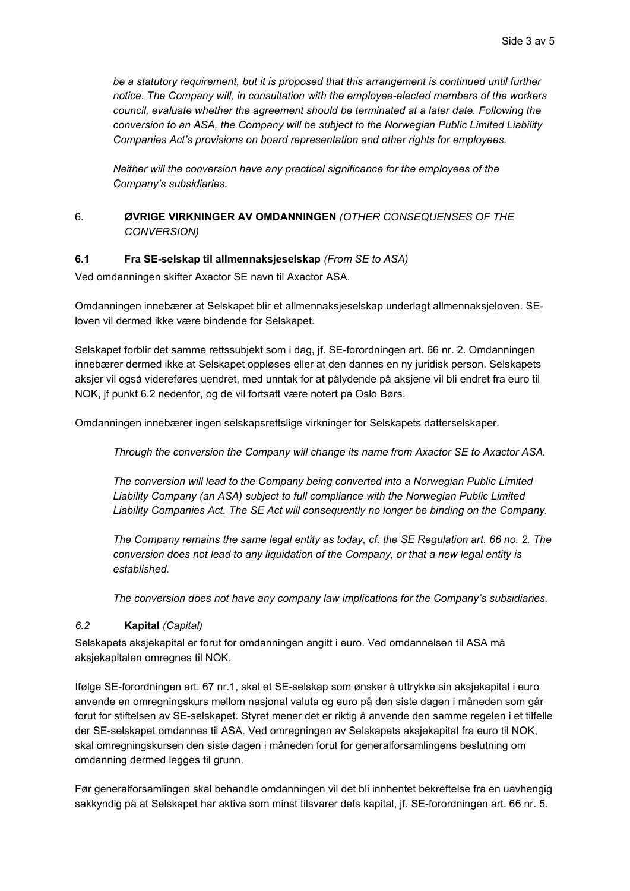*be a statutory requirement, but it is proposed that this arrangement is continued until further notice. The Company will, in consultation with the employee-elected members of the workers council, evaluate whether the agreement should be terminated at a later date. Following the conversion to an ASA, the Company will be subject to the Norwegian Public Limited Liability Companies Act's provisions on board representation and other rights for employees.*

*Neither will the conversion have any practical significance for the employees of the Company's subsidiaries.*

## 6. ØVRIGE VIRKNINGER AV OMDANNINGEN *(OTHER CONSEQUENSES OF THE CONVERSION)*

### 6.1 Fra SE-selskap til allmennaksjeselskap *(From SE to ASA)*

Ved omdanningen skifter Axactor SE navn til Axactor ASA.

Omdanningen innebærer at Selskapet blir et allmennaksjeselskap underlagt allmennaksjeloven. SE-loven vil dermed ikke være bindende for Selskapet.

Selskapet forblir det samme rettssubjekt som i dag, jf. SE-forordningen art. 66 nr. 2. Omdanningen innebærer dermed ikke at Selskapet oppløses eller at den dannes en ny juridisk person. Selskapets aksjer vil også videreføres uendret, med unntak for at pålydende på aksjene vil bli endret fra euro til NOK, jf punkt 6.2 nedenfor, og de vil fortsatt være notert på Oslo Børs.

Omdanningen innebærer ingen selskapsrettslige virkninger for Selskapets datterselskaper.

*Through the conversion the Company will change its name from Axactor SE to Axactor ASA.*

*The conversion will lead to the Company being converted into a Norwegian Public Limited Liability Company (an ASA) subject to full compliance with the Norwegian Public Limited Liability Companies Act. The SE Act will consequently no longer be binding on the Company.*

*The Company remains the same legal entity as today, cf. the SE Regulation art. 66 no. 2. The conversion does not lead to any liquidation of the Company, or that a new legal entity is established.*

*The conversion does not have any company law implications for the Company's subsidiaries.*

### *6.2* Kapital *(Capital)*

Selskapets aksjekapital er forut for omdanningen angitt i euro. Ved omdannelsen til ASA må aksjekapitalen omregnes til NOK.

Ifølge SE-forordningen art. 67 nr.1, skal et SE-selskap som ønsker å uttrykke sin aksjekapital i euro anvende en omregningskurs mellom nasjonal valuta og euro på den siste dagen i måneden som går forut for stiftelsen av SE-selskapet. Styret mener det er riktig å anvende den samme regelen i et tilfelle der SE-selskapet omdannes til ASA. Ved omregningen av Selskapets aksjekapital fra euro til NOK, skal omregningskursen den siste dagen i måneden forut for generalforsamlingens beslutning om omdanning dermed legges til grunn.

Før generalforsamlingen skal behandle omdanningen vil det bli innhentet bekreftelse fra en uavhengig sakkyndig på at Selskapet har aktiva som minst tilsvarer dets kapital, jf. SE-forordningen art. 66 nr. 5.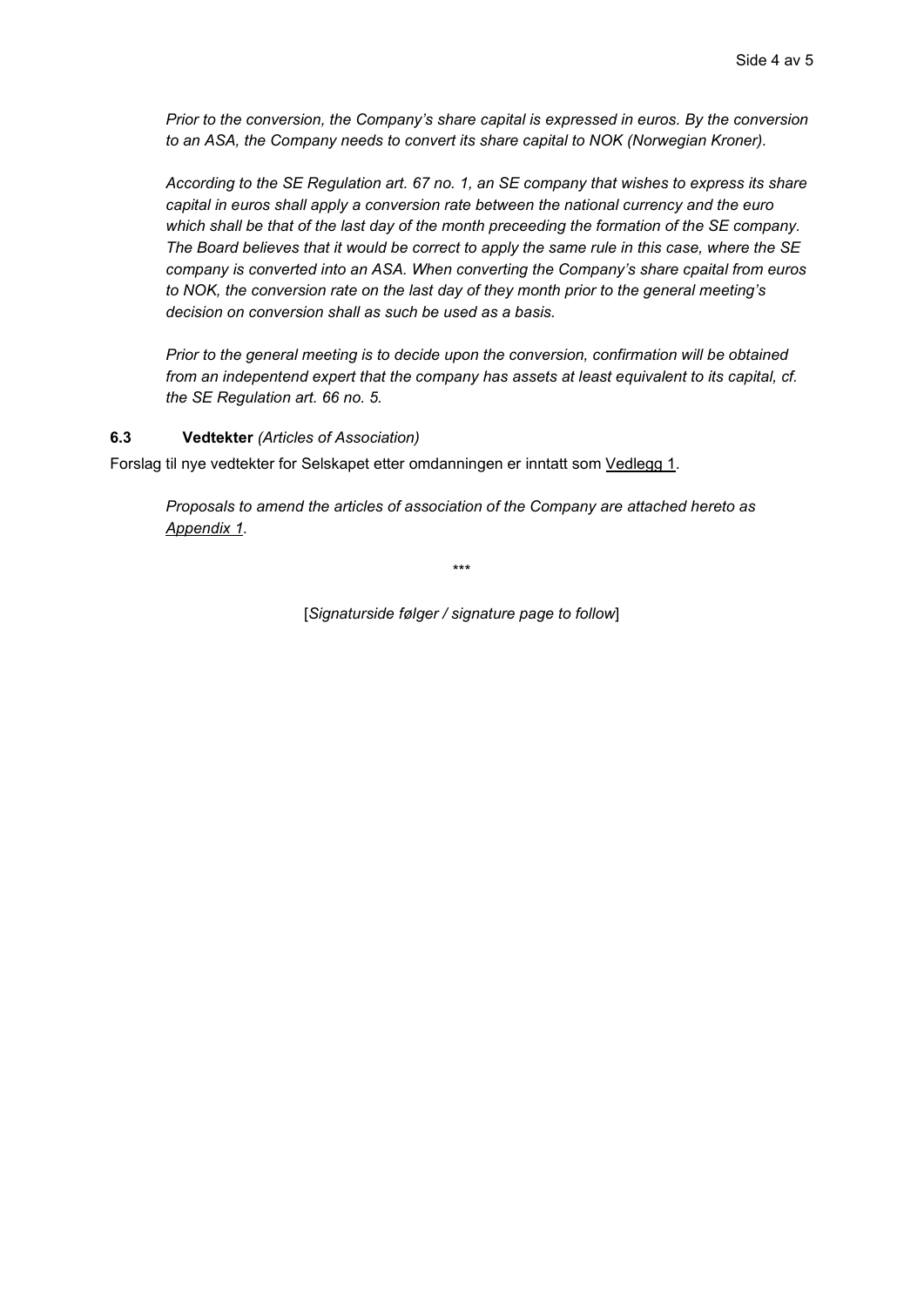*Prior to the conversion, the Company's share capital is expressed in euros. By the conversion to an ASA, the Company needs to convert its share capital to NOK (Norwegian Kroner).*

*According to the SE Regulation art. 67 no. 1, an SE company that wishes to express its share capital in euros shall apply a conversion rate between the national currency and the euro which shall be that of the last day of the month preceeding the formation of the SE company. The Board believes that it would be correct to apply the same rule in this case, where the SE company is converted into an ASA. When converting the Company's share cpaital from euros to NOK, the conversion rate on the last day of they month prior to the general meeting's decision on conversion shall as such be used as a basis.*

*Prior to the general meeting is to decide upon the conversion, confirmation will be obtained from an indepentend expert that the company has assets at least equivalent to its capital, cf. the SE Regulation art. 66 no. 5.*

### 6.3 **Vedtekter** *(Articles of Association)*

Forslag til nye vedtekter for Selskapet etter omdanningen er inntatt som Vedlegg 1.

*Proposals to amend the articles of association of the Company are attached hereto as Appendix 1.*

\*\*\*

[*Signaturside følger / signature page to follow*]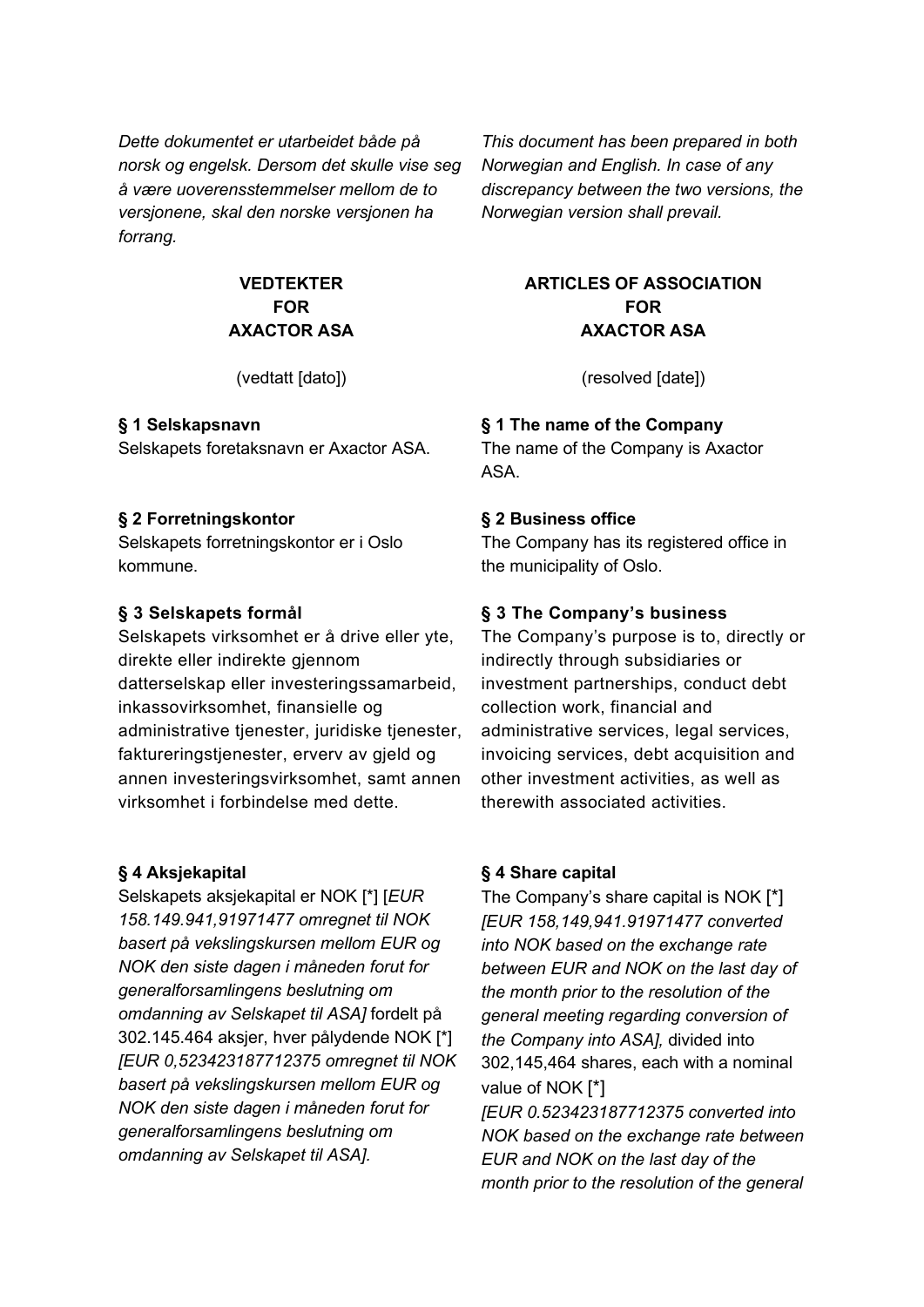*Dette dokumentet er utarbeidet både på norsk og engelsk. Dersom det skulle vise seg å være uoverensstemmelser mellom de to versjonene, skal den norske versjonen ha forrang.*

*This document has been prepared in both Norwegian and English. In case of any discrepancy between the two versions, the Norwegian version shall prevail.*

**VEDTEKTER FOR AXACTOR ASA**

(vedtatt [dato])

**§ 1 Selskapsnavn**
Selskapets foretaksnavn er Axactor ASA.

**§ 2 Forretningskontor**
Selskapets forretningskontor er i Oslo kommune.

**§ 3 Selskapets formål**
Selskapets virksomhet er å drive eller yte, direkte eller indirekte gjennom datterselskap eller investeringssamarbeid, inkassovirksomhet, finansielle og administrative tjenester, juridiske tjenester, faktureringstjenester, erverv av gjeld og annen investeringsvirksomhet, samt annen virksomhet i forbindelse med dette.

**§ 4 Aksjekapital**
Selskapets aksjekapital er NOK [*] [*EUR 158.149.941,91971477 omregnet til NOK basert på vekslingskursen mellom EUR og NOK den siste dagen i måneden forut for generalforsamlingens beslutning om omdanning av Selskapet til ASA]* fordelt på 302.145.464 aksjer, hver pålydende NOK [*] *[EUR 0,523423187712375 omregnet til NOK basert på vekslingskursen mellom EUR og NOK den siste dagen i måneden forut for generalforsamlingens beslutning om omdanning av Selskapet til ASA].*

**ARTICLES OF ASSOCIATION FOR AXACTOR ASA**

(resolved [date])

**§ 1 The name of the Company**
The name of the Company is Axactor ASA.

**§ 2 Business office**
The Company has its registered office in the municipality of Oslo.

**§ 3 The Company's business**
The Company's purpose is to, directly or indirectly through subsidiaries or investment partnerships, conduct debt collection work, financial and administrative services, legal services, invoicing services, debt acquisition and other investment activities, as well as therewith associated activities.

**§ 4 Share capital**
The Company's share capital is NOK [*] *[EUR 158,149,941.91971477 converted into NOK based on the exchange rate between EUR and NOK on the last day of the month prior to the resolution of the general meeting regarding conversion of the Company into ASA],* divided into 302,145,464 shares, each with a nominal value of NOK [*] *[EUR 0.523423187712375 converted into NOK based on the exchange rate between EUR and NOK on the last day of the month prior to the resolution of the general*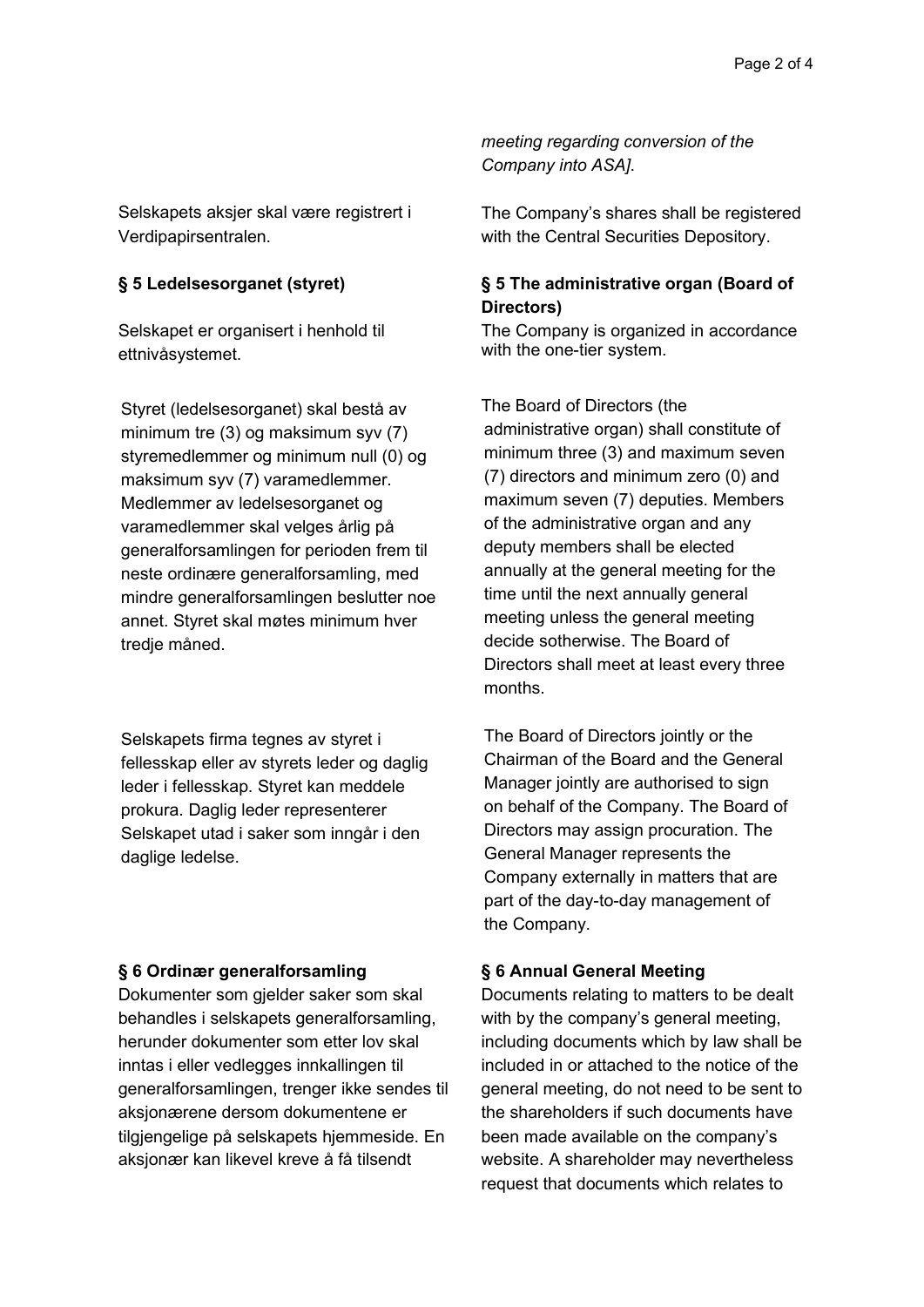*meeting regarding conversion of the Company into ASA].*

Selskapets aksjer skal være registrert i Verdipapirsentralen.

The Company's shares shall be registered with the Central Securities Depository.

**§ 5 Ledelsesorganet (styret)**

Selskapet er organisert i henhold til ettnivåsystemet.

Styret (ledelsesorganet) skal bestå av minimum tre (3) og maksimum syv (7) styremedlemmer og minimum null (0) og maksimum syv (7) varamedlemmer. Medlemmer av ledelsesorganet og varamedlemmer skal velges årlig på generalforsamlingen for perioden frem til neste ordinære generalforsamling, med mindre generalforsamlingen beslutter noe annet. Styret skal møtes minimum hver tredje måned.

Selskapets firma tegnes av styret i fellesskap eller av styrets leder og daglig leder i fellesskap. Styret kan meddele prokura. Daglig leder representerer Selskapet utad i saker som inngår i den daglige ledelse.

**§ 5 The administrative organ (Board of Directors)**

The Company is organized in accordance with the one-tier system.

The Board of Directors (the administrative organ) shall constitute of minimum three (3) and maximum seven (7) directors and minimum zero (0) and maximum seven (7) deputies. Members of the administrative organ and any deputy members shall be elected annually at the general meeting for the time until the next annually general meeting unless the general meeting decide sotherwise. The Board of Directors shall meet at least every three months.

The Board of Directors jointly or the Chairman of the Board and the General Manager jointly are authorised to sign on behalf of the Company. The Board of Directors may assign procuration. The General Manager represents the Company externally in matters that are part of the day-to-day management of the Company.

**§ 6 Ordinær generalforsamling**

Dokumenter som gjelder saker som skal behandles i selskapets generalforsamling, herunder dokumenter som etter lov skal inntas i eller vedlegges innkallingen til generalforsamlingen, trenger ikke sendes til aksjonærene dersom dokumentene er tilgjengelige på selskapets hjemmeside. En aksjonær kan likevel kreve å få tilsendt

**§ 6 Annual General Meeting**

Documents relating to matters to be dealt with by the company's general meeting, including documents which by law shall be included in or attached to the notice of the general meeting, do not need to be sent to the shareholders if such documents have been made available on the company's website. A shareholder may nevertheless request that documents which relates to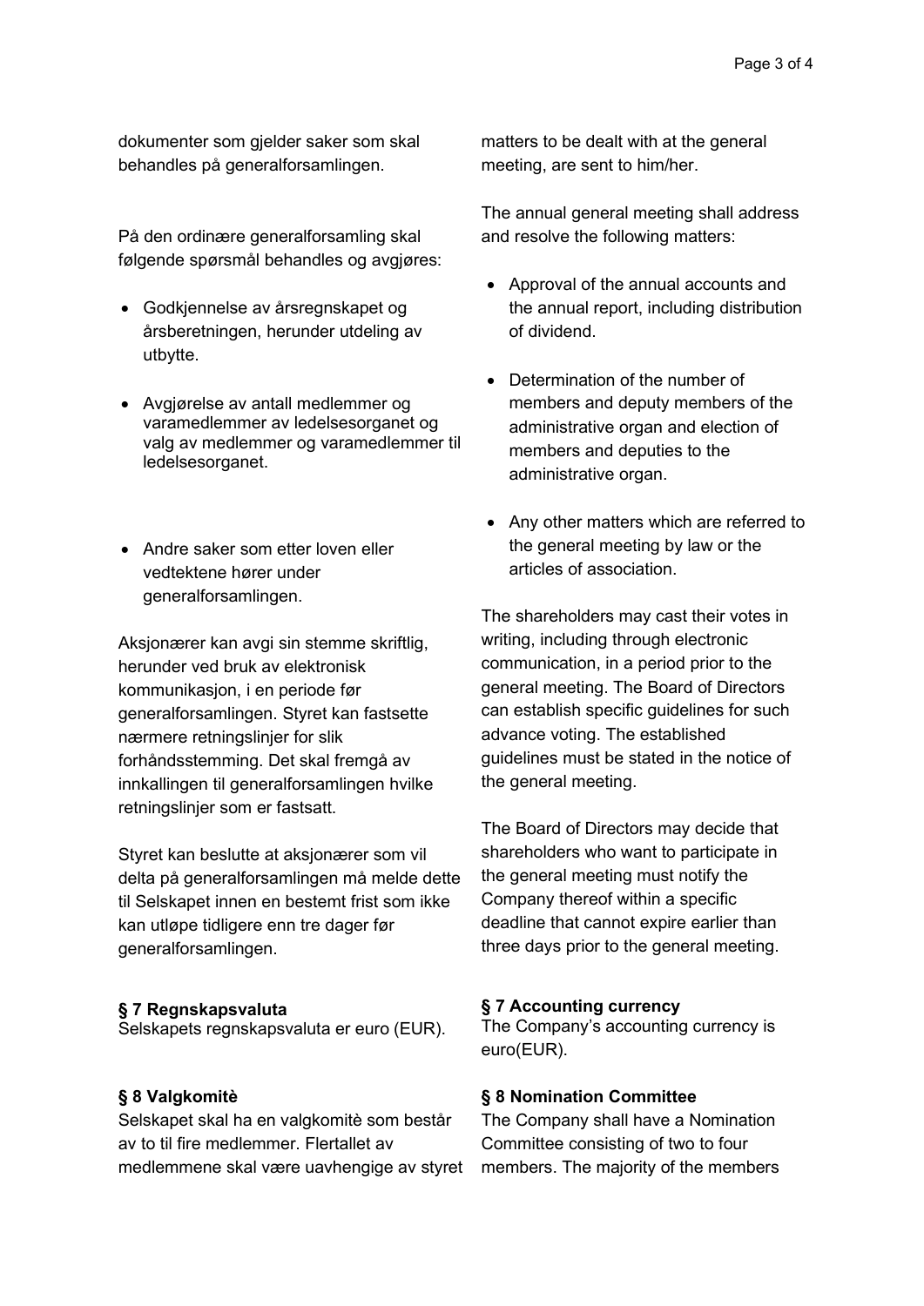dokumenter som gjelder saker som skal behandles på generalforsamlingen.

På den ordinære generalforsamling skal følgende spørsmål behandles og avgjøres:

- Godkjennelse av årsregnskapet og årsberetningen, herunder utdeling av utbytte.
- Avgjørelse av antall medlemmer og varamedlemmer av ledelsesorganet og valg av medlemmer og varamedlemmer til ledelsesorganet.
- Andre saker som etter loven eller vedtektene hører under generalforsamlingen.

Aksjonærer kan avgi sin stemme skriftlig, herunder ved bruk av elektronisk kommunikasjon, i en periode før generalforsamlingen. Styret kan fastsette nærmere retningslinjer for slik forhåndsstemming. Det skal fremgå av innkallingen til generalforsamlingen hvilke retningslinjer som er fastsatt.

Styret kan beslutte at aksjonærer som vil delta på generalforsamlingen må melde dette til Selskapet innen en bestemt frist som ikke kan utløpe tidligere enn tre dager før generalforsamlingen.

**§ 7 Regnskapsvaluta**
Selskapets regnskapsvaluta er euro (EUR).

**§ 8 Valgkomitè**
Selskapet skal ha en valgkomitè som består av to til fire medlemmer. Flertallet av medlemmene skal være uavhengige av styret

matters to be dealt with at the general meeting, are sent to him/her.

The annual general meeting shall address and resolve the following matters:

- Approval of the annual accounts and the annual report, including distribution of dividend.
- Determination of the number of members and deputy members of the administrative organ and election of members and deputies to the administrative organ.
- Any other matters which are referred to the general meeting by law or the articles of association.

The shareholders may cast their votes in writing, including through electronic communication, in a period prior to the general meeting. The Board of Directors can establish specific guidelines for such advance voting. The established guidelines must be stated in the notice of the general meeting.

The Board of Directors may decide that shareholders who want to participate in the general meeting must notify the Company thereof within a specific deadline that cannot expire earlier than three days prior to the general meeting.

**§ 7 Accounting currency**
The Company's accounting currency is euro(EUR).

**§ 8 Nomination Committee**
The Company shall have a Nomination Committee consisting of two to four members. The majority of the members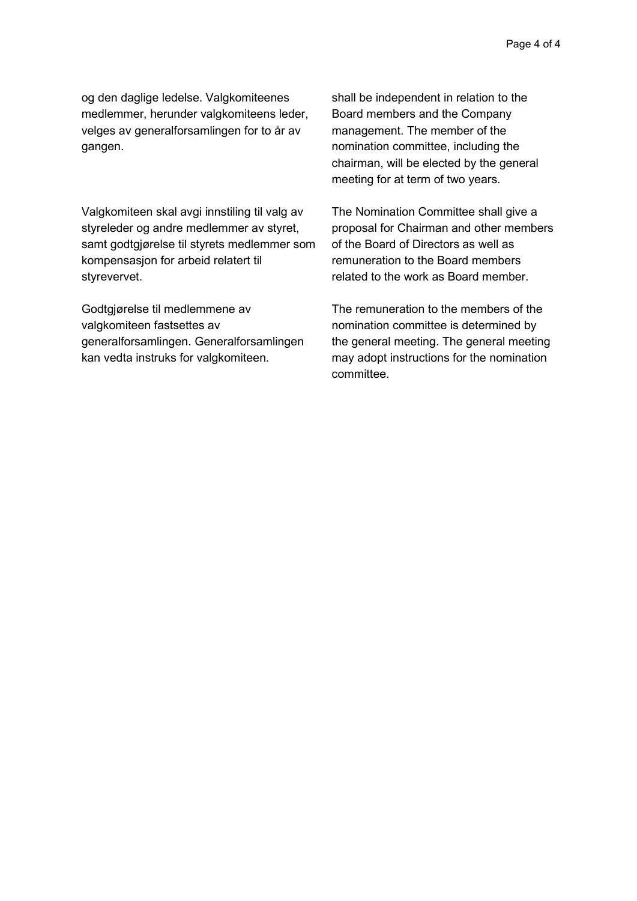og den daglige ledelse. Valgkomiteenes medlemmer, herunder valgkomiteens leder, velges av generalforsamlingen for to år av gangen.

shall be independent in relation to the Board members and the Company management. The member of the nomination committee, including the chairman, will be elected by the general meeting for at term of two years.

Valgkomiteen skal avgi innstiling til valg av styreleder og andre medlemmer av styret, samt godtgjørelse til styrets medlemmer som kompensasjon for arbeid relatert til styrevervet.

The Nomination Committee shall give a proposal for Chairman and other members of the Board of Directors as well as remuneration to the Board members related to the work as Board member.

Godtgjørelse til medlemmene av valgkomiteen fastsettes av generalforsamlingen. Generalforsamlingen kan vedta instruks for valgkomiteen.

The remuneration to the members of the nomination committee is determined by the general meeting. The general meeting may adopt instructions for the nomination committee.